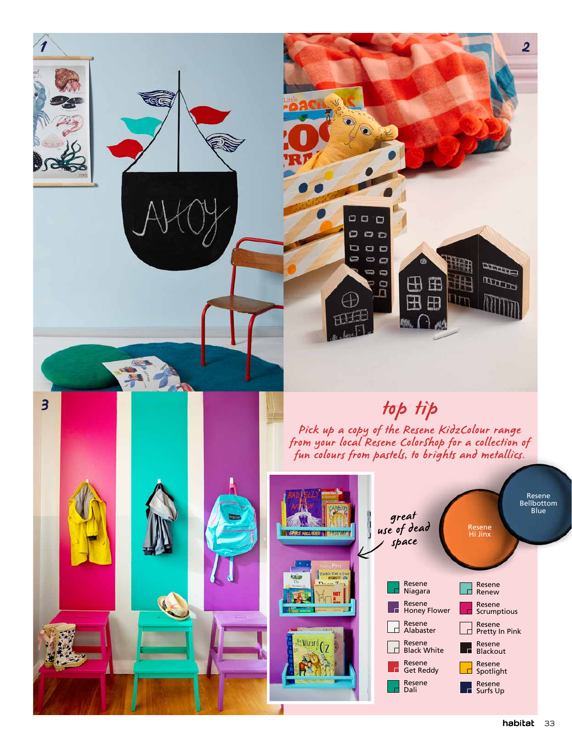1

2

3

## top tip

*Pick up a copy of the Resene KidzColour range from your local Resene ColorShop for a collection of fun colours from pastels, to brights and metallics.*

great use of dead space

Resene Bellbottom Blue

Resene Hi Jinx

- Resene Niagara
- Resene Honey Flower
- Resene Alabaster
- Resene Black White
- Resene Get Reddy
- Resene Dali
- Resene Renew
- Resene Scrumptious
- Resene Pretty In Pink
- Resene Blackout
- Resene Spotlight
- Resene Surfs Up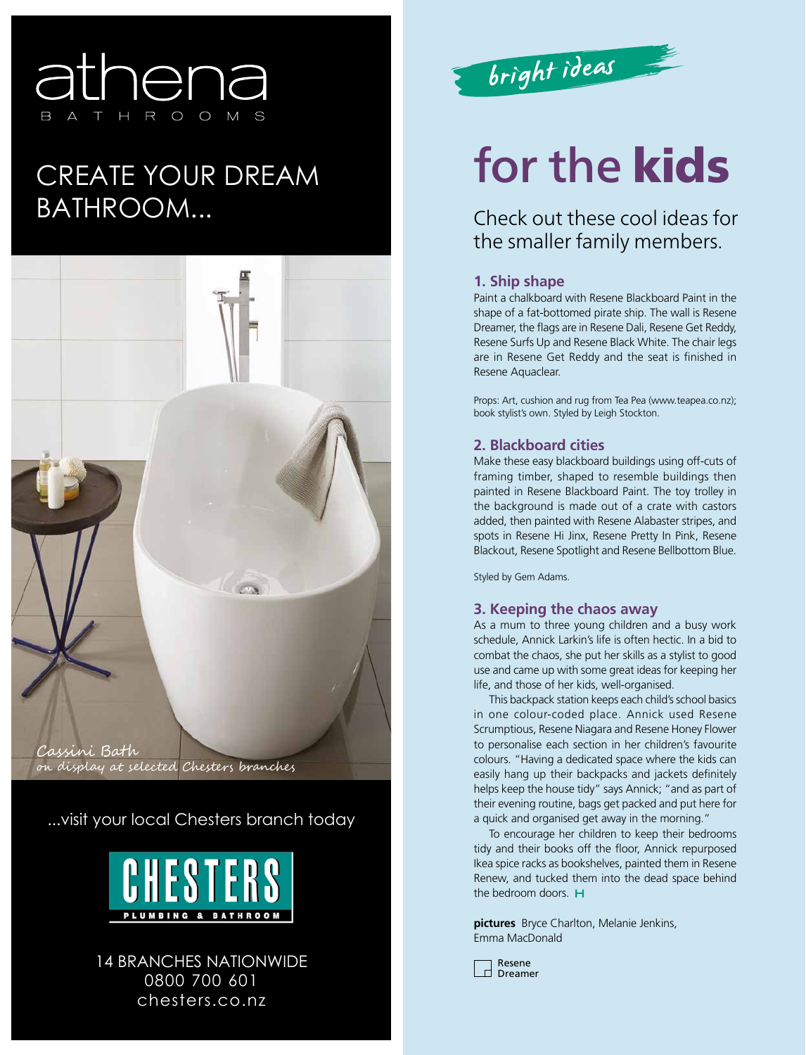athena
BATHROOMS

CREATE YOUR DREAM BATHROOM...

Cassini Bath
on display at selected Chesters branches

...visit your local Chesters branch today

CHESTERS
PLUMBING & BATHROOM

14 BRANCHES NATIONWIDE
0800 700 601
chesters.co.nz

bright ideas

# for the **kids**

Check out these cool ideas for the smaller family members.

### 1. Ship shape

Paint a chalkboard with Resene Blackboard Paint in the shape of a fat-bottomed pirate ship. The wall is Resene Dreamer, the flags are in Resene Dali, Resene Get Reddy, Resene Surfs Up and Resene Black White. The chair legs are in Resene Get Reddy and the seat is finished in Resene Aquaclear.

Props: Art, cushion and rug from Tea Pea (www.teapea.co.nz); book stylist's own. Styled by Leigh Stockton.

### 2. Blackboard cities

Make these easy blackboard buildings using off-cuts of framing timber, shaped to resemble buildings then painted in Resene Blackboard Paint. The toy trolley in the background is made out of a crate with castors added, then painted with Resene Alabaster stripes, and spots in Resene Hi Jinx, Resene Pretty In Pink, Resene Blackout, Resene Spotlight and Resene Bellbottom Blue.

Styled by Gem Adams.

### 3. Keeping the chaos away

As a mum to three young children and a busy work schedule, Annick Larkin's life is often hectic. In a bid to combat the chaos, she put her skills as a stylist to good use and came up with some great ideas for keeping her life, and those of her kids, well-organised.

This backpack station keeps each child's school basics in one colour-coded place. Annick used Resene Scrumptious, Resene Niagara and Resene Honey Flower to personalise each section in her children's favourite colours. "Having a dedicated space where the kids can easily hang up their backpacks and jackets definitely helps keep the house tidy" says Annick; "and as part of their evening routine, bags get packed and put here for a quick and organised get away in the morning."

To encourage her children to keep their bedrooms tidy and their books off the floor, Annick repurposed Ikea spice racks as bookshelves, painted them in Resene Renew, and tucked them into the dead space behind the bedroom doors. H

**pictures** Bryce Charlton, Melanie Jenkins, Emma MacDonald

Resene Dreamer